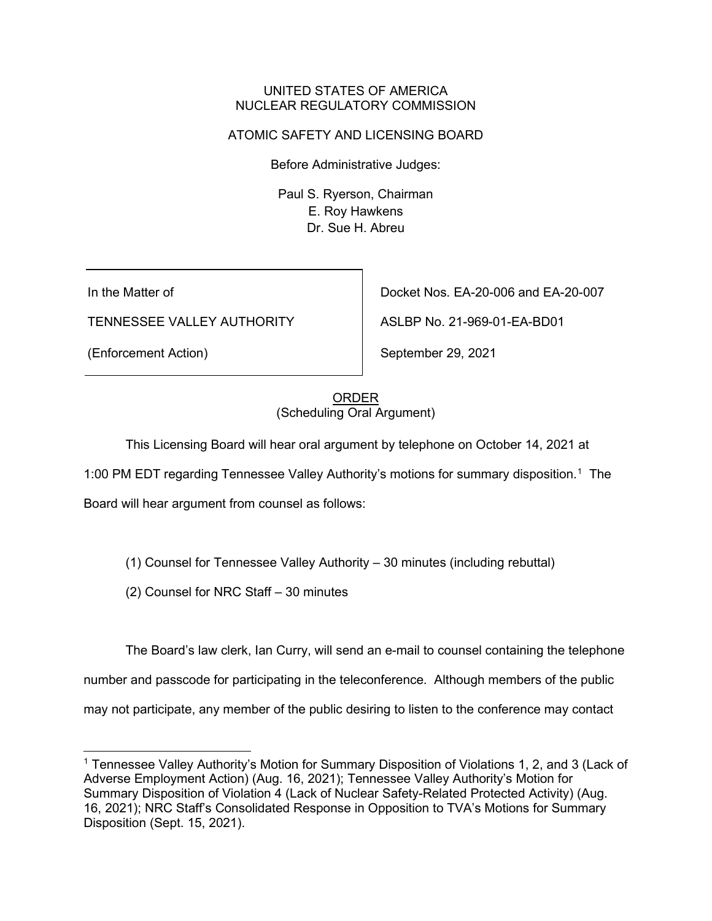UNITED STATES OF AMERICA
NUCLEAR REGULATORY COMMISSION

ATOMIC SAFETY AND LICENSING BOARD

Before Administrative Judges:

Paul S. Ryerson, Chairman
E. Roy Hawkens
Dr. Sue H. Abreu

| | |
|---|---|
| In the Matter of | Docket Nos. EA-20-006 and EA-20-007 |
| TENNESSEE VALLEY AUTHORITY | ASLBP No. 21-969-01-EA-BD01 |
| (Enforcement Action) | September 29, 2021 |

ORDER
(Scheduling Oral Argument)

This Licensing Board will hear oral argument by telephone on October 14, 2021 at 1:00 PM EDT regarding Tennessee Valley Authority's motions for summary disposition.[1] The Board will hear argument from counsel as follows:

(1) Counsel for Tennessee Valley Authority – 30 minutes (including rebuttal)

(2) Counsel for NRC Staff – 30 minutes

The Board's law clerk, Ian Curry, will send an e-mail to counsel containing the telephone number and passcode for participating in the teleconference. Although members of the public may not participate, any member of the public desiring to listen to the conference may contact

---

[1] Tennessee Valley Authority's Motion for Summary Disposition of Violations 1, 2, and 3 (Lack of Adverse Employment Action) (Aug. 16, 2021); Tennessee Valley Authority's Motion for Summary Disposition of Violation 4 (Lack of Nuclear Safety-Related Protected Activity) (Aug. 16, 2021); NRC Staff's Consolidated Response in Opposition to TVA's Motions for Summary Disposition (Sept. 15, 2021).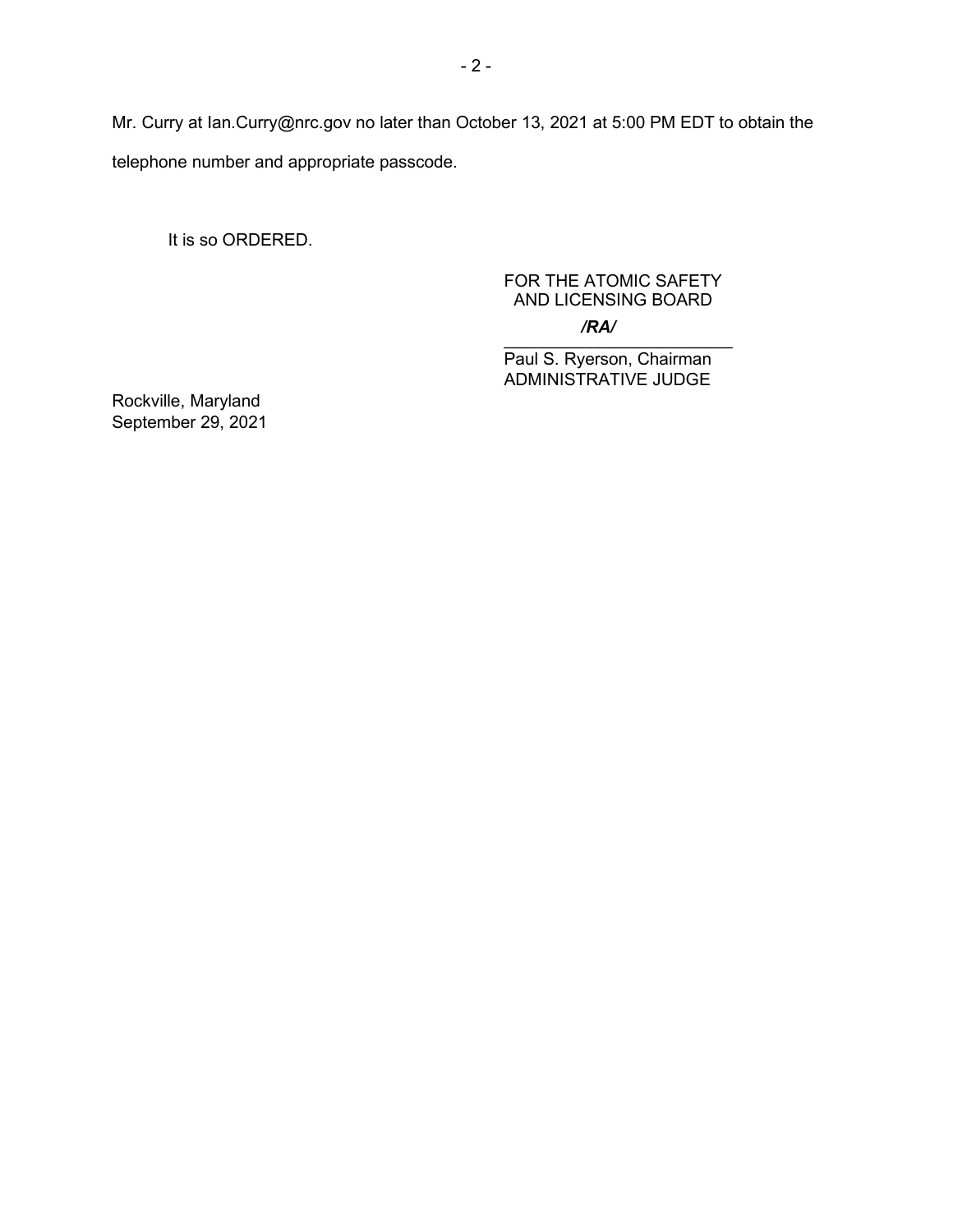Mr. Curry at Ian.Curry@nrc.gov no later than October 13, 2021 at 5:00 PM EDT to obtain the telephone number and appropriate passcode.

It is so ORDERED.

FOR THE ATOMIC SAFETY
AND LICENSING BOARD

*/RA/*

\_\_\_\_\_\_\_\_\_\_\_\_\_\_\_\_\_\_\_\_\_\_\_\_\_

Paul S. Ryerson, Chairman
ADMINISTRATIVE JUDGE

Rockville, Maryland
September 29, 2021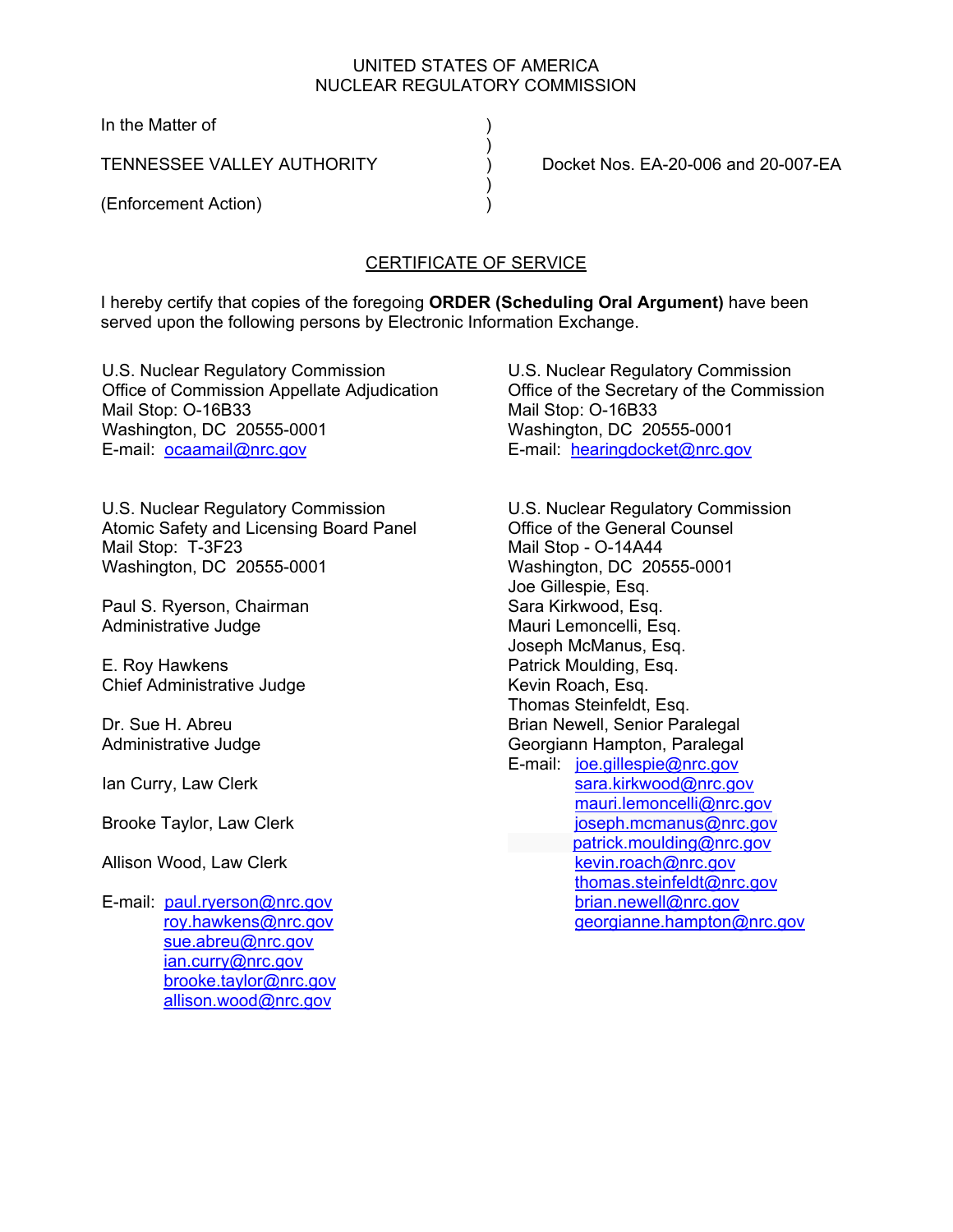UNITED STATES OF AMERICA
NUCLEAR REGULATORY COMMISSION

In the Matter of

TENNESSEE VALLEY AUTHORITY

(Enforcement Action)

Docket Nos. EA-20-006 and 20-007-EA

## CERTIFICATE OF SERVICE

I hereby certify that copies of the foregoing **ORDER (Scheduling Oral Argument)** have been served upon the following persons by Electronic Information Exchange.

U.S. Nuclear Regulatory Commission
Office of Commission Appellate Adjudication
Mail Stop: O-16B33
Washington, DC 20555-0001
E-mail: ocaamail@nrc.gov

U.S. Nuclear Regulatory Commission
Office of the Secretary of the Commission
Mail Stop: O-16B33
Washington, DC 20555-0001
E-mail: hearingdocket@nrc.gov

U.S. Nuclear Regulatory Commission
Atomic Safety and Licensing Board Panel
Mail Stop: T-3F23
Washington, DC 20555-0001

Paul S. Ryerson, Chairman
Administrative Judge

E. Roy Hawkens
Chief Administrative Judge

Dr. Sue H. Abreu
Administrative Judge

Ian Curry, Law Clerk

Brooke Taylor, Law Clerk

Allison Wood, Law Clerk

E-mail: paul.ryerson@nrc.gov
roy.hawkens@nrc.gov
sue.abreu@nrc.gov
ian.curry@nrc.gov
brooke.taylor@nrc.gov
allison.wood@nrc.gov

U.S. Nuclear Regulatory Commission
Office of the General Counsel
Mail Stop - O-14A44
Washington, DC 20555-0001
Joe Gillespie, Esq.
Sara Kirkwood, Esq.
Mauri Lemoncelli, Esq.
Joseph McManus, Esq.
Patrick Moulding, Esq.
Kevin Roach, Esq.
Thomas Steinfeldt, Esq.
Brian Newell, Senior Paralegal
Georgiann Hampton, Paralegal
E-mail: joe.gillespie@nrc.gov
sara.kirkwood@nrc.gov
mauri.lemoncelli@nrc.gov
joseph.mcmanus@nrc.gov
patrick.moulding@nrc.gov
kevin.roach@nrc.gov
thomas.steinfeldt@nrc.gov
brian.newell@nrc.gov
georgianne.hampton@nrc.gov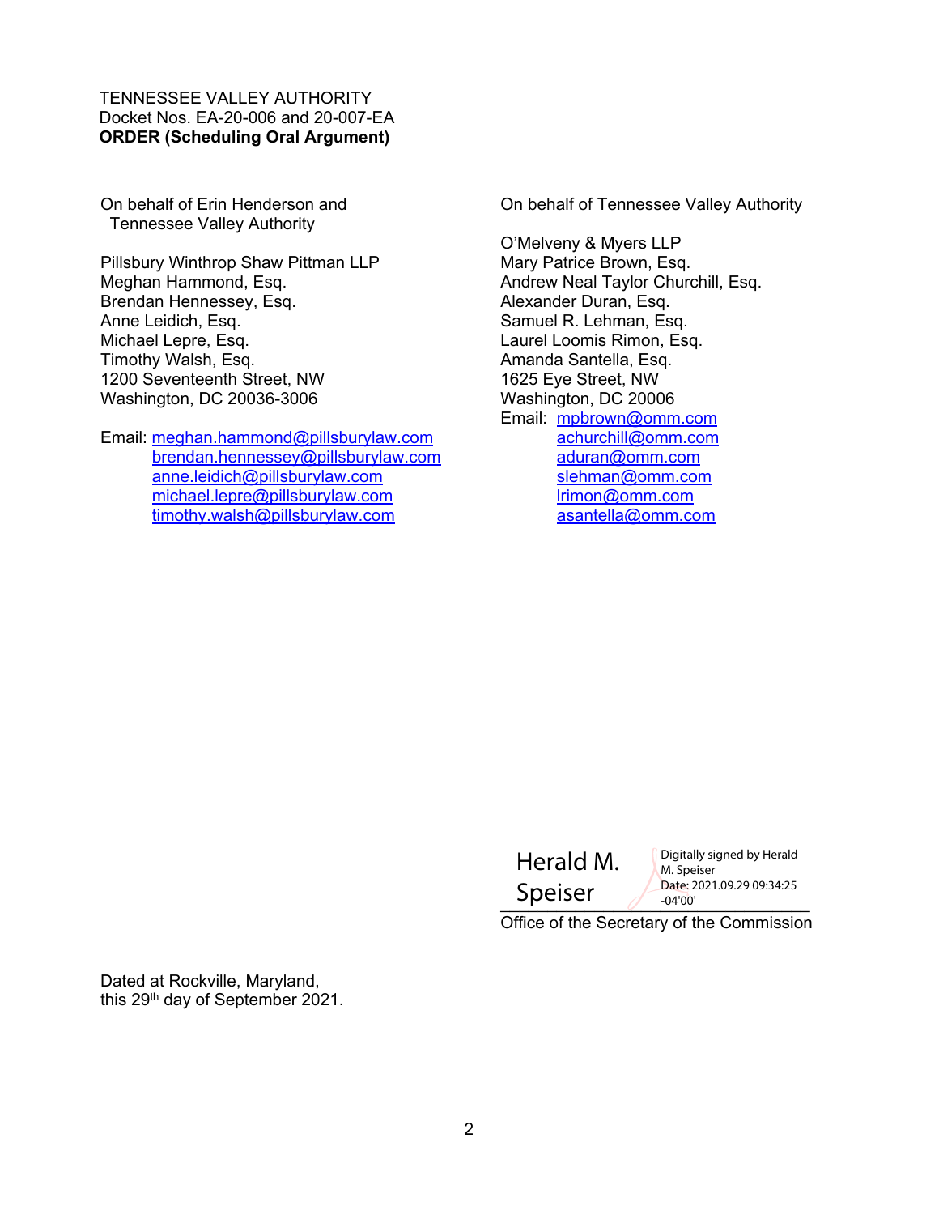TENNESSEE VALLEY AUTHORITY
Docket Nos. EA-20-006 and 20-007-EA
**ORDER (Scheduling Oral Argument)**

On behalf of Erin Henderson and Tennessee Valley Authority

Pillsbury Winthrop Shaw Pittman LLP
Meghan Hammond, Esq.
Brendan Hennessey, Esq.
Anne Leidich, Esq.
Michael Lepre, Esq.
Timothy Walsh, Esq.
1200 Seventeenth Street, NW
Washington, DC 20036-3006

Email: meghan.hammond@pillsburylaw.com
brendan.hennessey@pillsburylaw.com
anne.leidich@pillsburylaw.com
michael.lepre@pillsburylaw.com
timothy.walsh@pillsburylaw.com

On behalf of Tennessee Valley Authority

O'Melveny & Myers LLP
Mary Patrice Brown, Esq.
Andrew Neal Taylor Churchill, Esq.
Alexander Duran, Esq.
Samuel R. Lehman, Esq.
Laurel Loomis Rimon, Esq.
Amanda Santella, Esq.
1625 Eye Street, NW
Washington, DC 20006
Email: mpbrown@omm.com
achurchill@omm.com
aduran@omm.com
slehman@omm.com
lrimon@omm.com
asantella@omm.com

Herald M. Speiser
Digitally signed by Herald M. Speiser
Date: 2021.09.29 09:34:25 -04'00'

Office of the Secretary of the Commission

Dated at Rockville, Maryland,
this 29th day of September 2021.